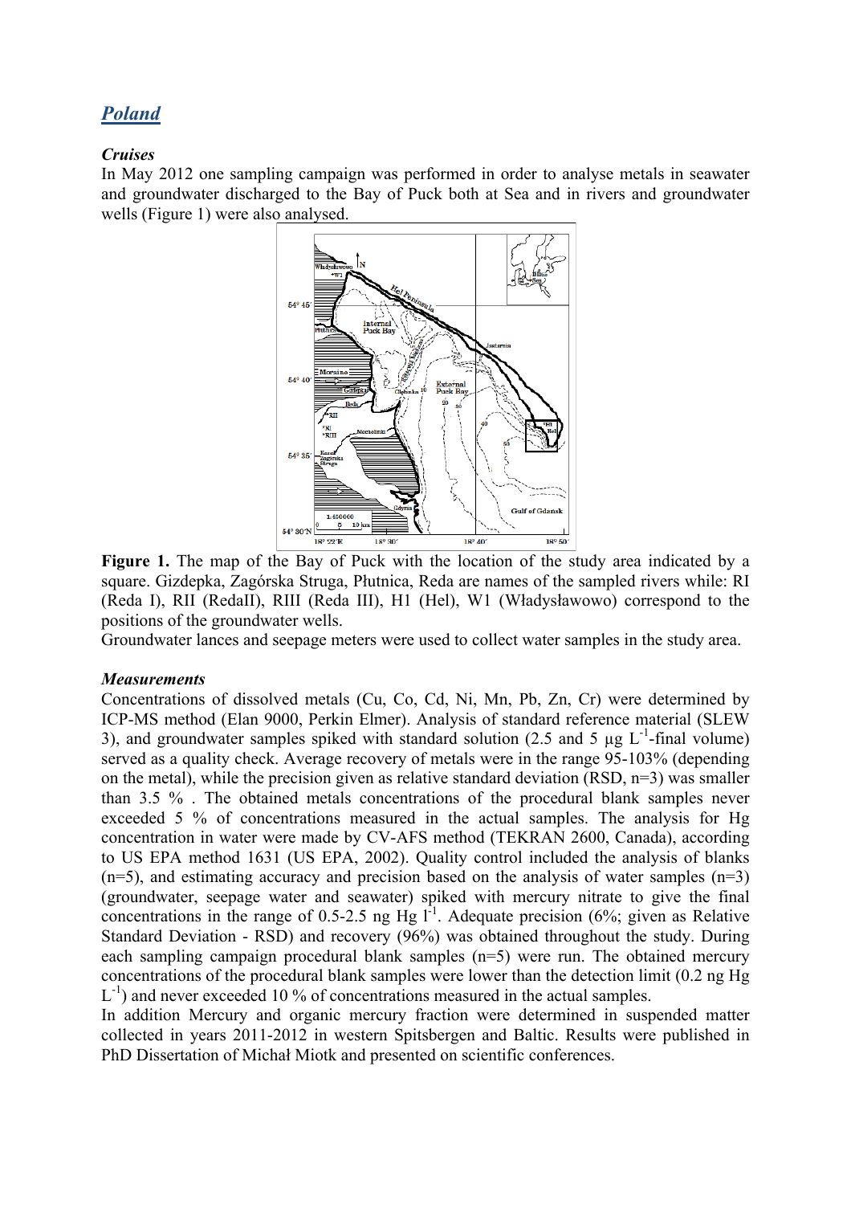## *Poland*

### *Cruises*

In May 2012 one sampling campaign was performed in order to analyse metals in seawater and groundwater discharged to the Bay of Puck both at Sea and in rivers and groundwater wells (Figure 1) were also analysed.

**Figure 1.** The map of the Bay of Puck with the location of the study area indicated by a square. Gizdepka, Zagórska Struga, Płutnica, Reda are names of the sampled rivers while: RI (Reda I), RII (RedaII), RIII (Reda III), H1 (Hel), W1 (Władysławowo) correspond to the positions of the groundwater wells.

Groundwater lances and seepage meters were used to collect water samples in the study area.

### *Measurements*

Concentrations of dissolved metals (Cu, Co, Cd, Ni, Mn, Pb, Zn, Cr) were determined by ICP-MS method (Elan 9000, Perkin Elmer). Analysis of standard reference material (SLEW 3), and groundwater samples spiked with standard solution (2.5 and 5 µg $L^{-1}$-final volume) served as a quality check. Average recovery of metals were in the range 95-103% (depending on the metal), while the precision given as relative standard deviation (RSD, n=3) was smaller than 3.5 % . The obtained metals concentrations of the procedural blank samples never exceeded 5 % of concentrations measured in the actual samples. The analysis for Hg concentration in water were made by CV-AFS method (TEKRAN 2600, Canada), according to US EPA method 1631 (US EPA, 2002). Quality control included the analysis of blanks (n=5), and estimating accuracy and precision based on the analysis of water samples (n=3) (groundwater, seepage water and seawater) spiked with mercury nitrate to give the final concentrations in the range of 0.5-2.5 ng Hg $l^{-1}$. Adequate precision (6%; given as Relative Standard Deviation - RSD) and recovery (96%) was obtained throughout the study. During each sampling campaign procedural blank samples (n=5) were run. The obtained mercury concentrations of the procedural blank samples were lower than the detection limit (0.2 ng Hg $L^{-1}$) and never exceeded 10 % of concentrations measured in the actual samples.

In addition Mercury and organic mercury fraction were determined in suspended matter collected in years 2011-2012 in western Spitsbergen and Baltic. Results were published in PhD Dissertation of Michał Miotk and presented on scientific conferences.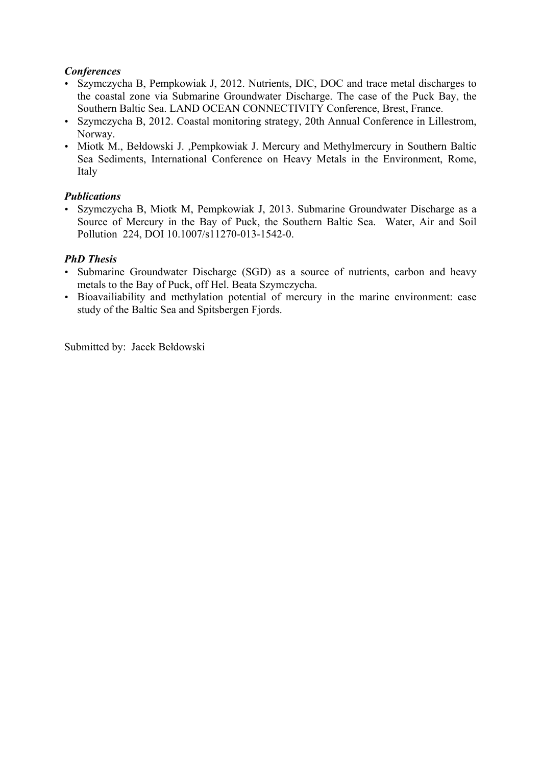***Conferences***

- Szymczycha B, Pempkowiak J, 2012. Nutrients, DIC, DOC and trace metal discharges to the coastal zone via Submarine Groundwater Discharge. The case of the Puck Bay, the Southern Baltic Sea. LAND OCEAN CONNECTIVITY Conference, Brest, France.
- Szymczycha B, 2012. Coastal monitoring strategy, 20th Annual Conference in Lillestrom, Norway.
- Miotk M., Bełdowski J. ,Pempkowiak J. Mercury and Methylmercury in Southern Baltic Sea Sediments, International Conference on Heavy Metals in the Environment, Rome, Italy

***Publications***

- Szymczycha B, Miotk M, Pempkowiak J, 2013. Submarine Groundwater Discharge as a Source of Mercury in the Bay of Puck, the Southern Baltic Sea. Water, Air and Soil Pollution 224, DOI 10.1007/s11270-013-1542-0.

***PhD Thesis***

- Submarine Groundwater Discharge (SGD) as a source of nutrients, carbon and heavy metals to the Bay of Puck, off Hel. Beata Szymczycha.
- Bioavailiability and methylation potential of mercury in the marine environment: case study of the Baltic Sea and Spitsbergen Fjords.

Submitted by: Jacek Bełdowski